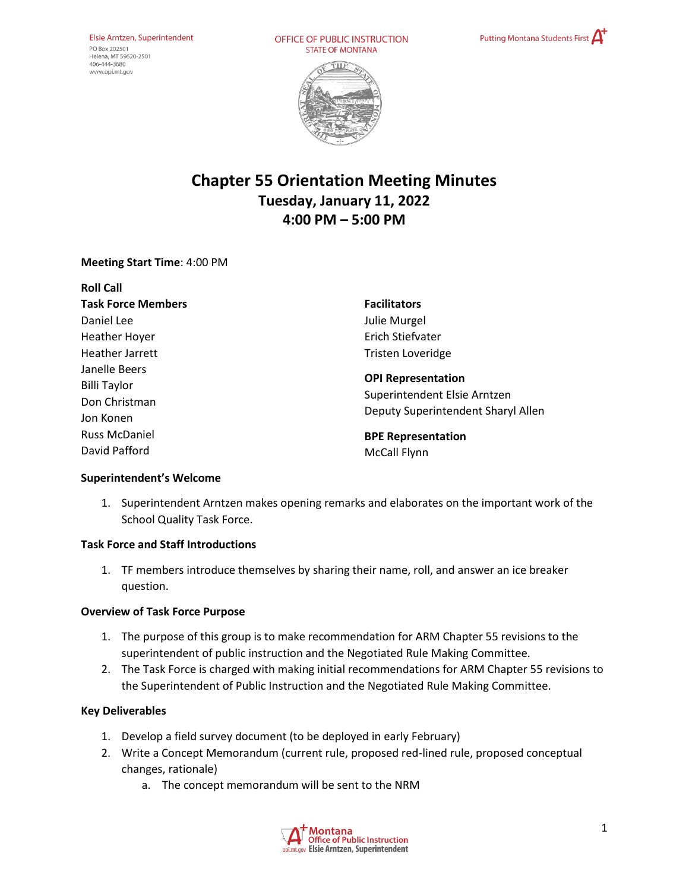# Chapter 55 Orientation Meeting Minutes

## Tuesday, January 11, 2022

## 4:00 PM – 5:00 PM

**Meeting Start Time**: 4:00 PM

**Roll Call**

**Task Force Members**

Daniel Lee
Heather Hoyer
Heather Jarrett
Janelle Beers
Billi Taylor
Don Christman
Jon Konen
Russ McDaniel
David Pafford

**Facilitators**

Julie Murgel
Erich Stiefvater
Tristen Loveridge

**OPI Representation**

Superintendent Elsie Arntzen
Deputy Superintendent Sharyl Allen

**BPE Representation**

McCall Flynn

**Superintendent's Welcome**

1. Superintendent Arntzen makes opening remarks and elaborates on the important work of the School Quality Task Force.

**Task Force and Staff Introductions**

1. TF members introduce themselves by sharing their name, roll, and answer an ice breaker question.

**Overview of Task Force Purpose**

1. The purpose of this group is to make recommendation for ARM Chapter 55 revisions to the superintendent of public instruction and the Negotiated Rule Making Committee.
2. The Task Force is charged with making initial recommendations for ARM Chapter 55 revisions to the Superintendent of Public Instruction and the Negotiated Rule Making Committee.

**Key Deliverables**

1. Develop a field survey document (to be deployed in early February)
2. Write a Concept Memorandum (current rule, proposed red-lined rule, proposed conceptual changes, rationale)
    a. The concept memorandum will be sent to the NRM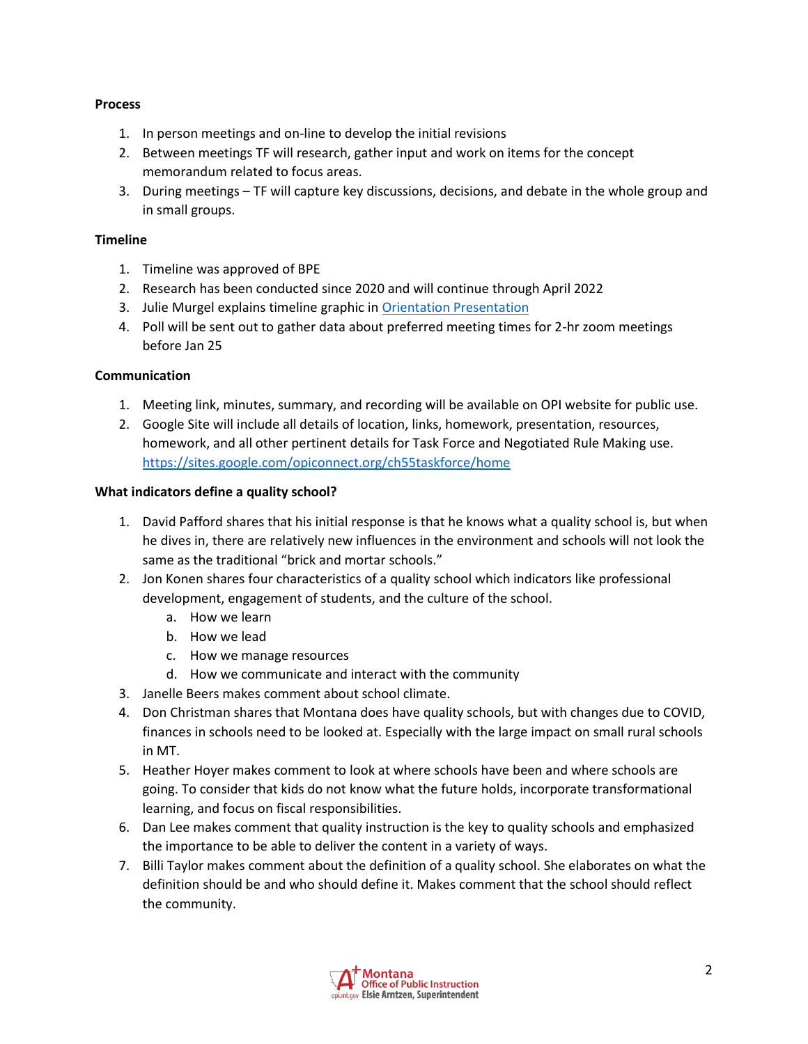**Process**

1. In person meetings and on-line to develop the initial revisions
2. Between meetings TF will research, gather input and work on items for the concept memorandum related to focus areas.
3. During meetings – TF will capture key discussions, decisions, and debate in the whole group and in small groups.

**Timeline**

1. Timeline was approved of BPE
2. Research has been conducted since 2020 and will continue through April 2022
3. Julie Murgel explains timeline graphic in [Orientation Presentation]()
4. Poll will be sent out to gather data about preferred meeting times for 2-hr zoom meetings before Jan 25

**Communication**

1. Meeting link, minutes, summary, and recording will be available on OPI website for public use.
2. Google Site will include all details of location, links, homework, presentation, resources, homework, and all other pertinent details for Task Force and Negotiated Rule Making use. https://sites.google.com/opiconnect.org/ch55taskforce/home

**What indicators define a quality school?**

1. David Pafford shares that his initial response is that he knows what a quality school is, but when he dives in, there are relatively new influences in the environment and schools will not look the same as the traditional "brick and mortar schools."
2. Jon Konen shares four characteristics of a quality school which indicators like professional development, engagement of students, and the culture of the school.
   a. How we learn
   b. How we lead
   c. How we manage resources
   d. How we communicate and interact with the community
3. Janelle Beers makes comment about school climate.
4. Don Christman shares that Montana does have quality schools, but with changes due to COVID, finances in schools need to be looked at. Especially with the large impact on small rural schools in MT.
5. Heather Hoyer makes comment to look at where schools have been and where schools are going. To consider that kids do not know what the future holds, incorporate transformational learning, and focus on fiscal responsibilities.
6. Dan Lee makes comment that quality instruction is the key to quality schools and emphasized the importance to be able to deliver the content in a variety of ways.
7. Billi Taylor makes comment about the definition of a quality school. She elaborates on what the definition should be and who should define it. Makes comment that the school should reflect the community.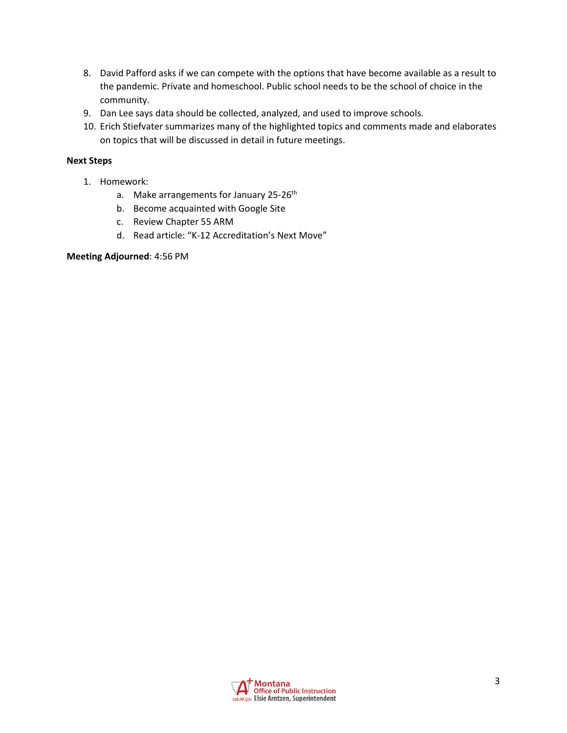8. David Pafford asks if we can compete with the options that have become available as a result to the pandemic. Private and homeschool. Public school needs to be the school of choice in the community.
9. Dan Lee says data should be collected, analyzed, and used to improve schools.
10. Erich Stiefvater summarizes many of the highlighted topics and comments made and elaborates on topics that will be discussed in detail in future meetings.

**Next Steps**

1. Homework:
   a. Make arrangements for January 25-26th
   b. Become acquainted with Google Site
   c. Review Chapter 55 ARM
   d. Read article: "K-12 Accreditation's Next Move"

**Meeting Adjourned**: 4:56 PM